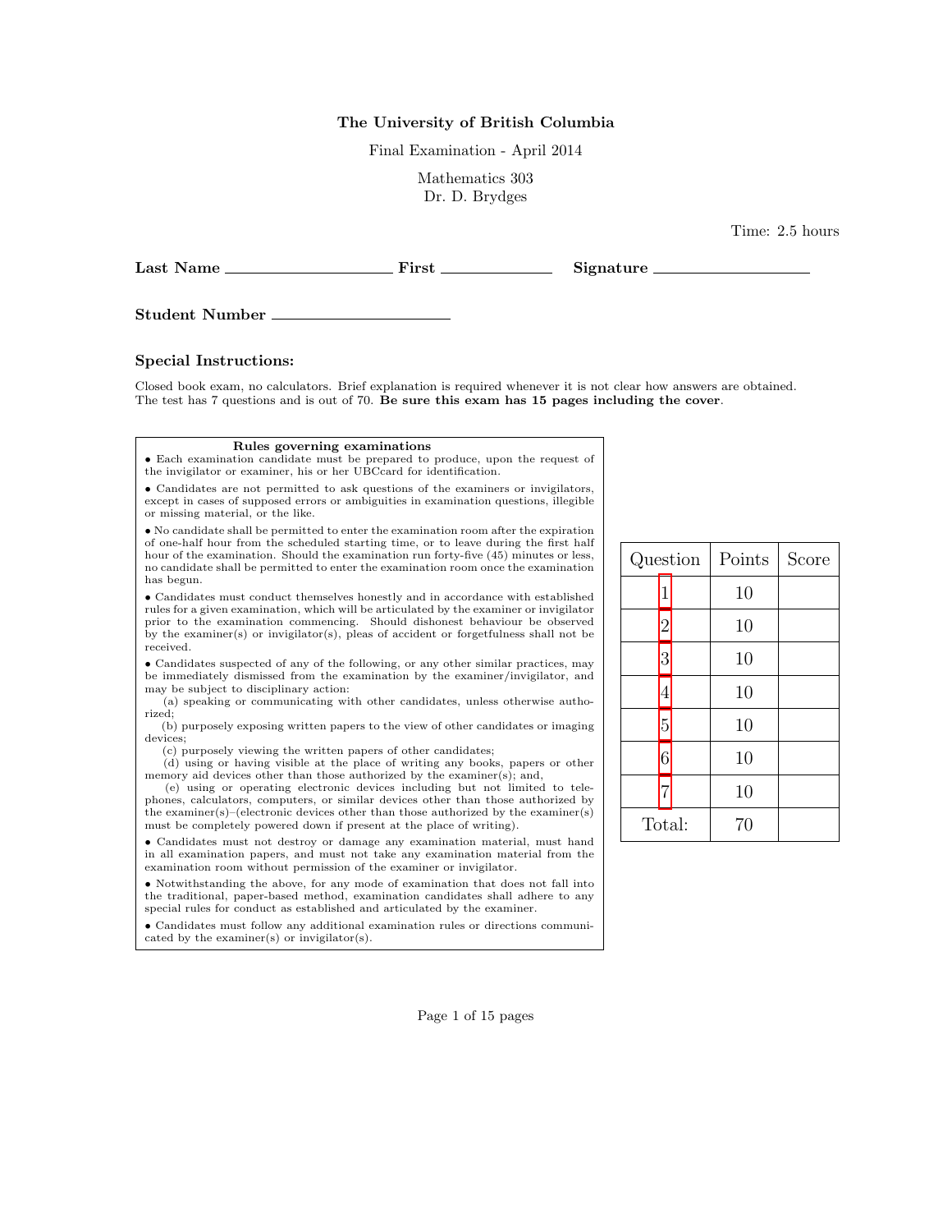**The University of British Columbia**

Final Examination - April 2014

Mathematics 303
Dr. D. Brydges

Time: 2.5 hours

**Last Name** ____________________ **First** ______________ **Signature** ____________________

**Student Number** ______________________

**Special Instructions:**

Closed book exam, no calculators. Brief explanation is required whenever it is not clear how answers are obtained. The test has 7 questions and is out of 70. **Be sure this exam has 15 pages including the cover**.

**Rules governing examinations**

- Each examination candidate must be prepared to produce, upon the request of the invigilator or examiner, his or her UBCcard for identification.
- Candidates are not permitted to ask questions of the examiners or invigilators, except in cases of supposed errors or ambiguities in examination questions, illegible or missing material, or the like.
- No candidate shall be permitted to enter the examination room after the expiration of one-half hour from the scheduled starting time, or to leave during the first half hour of the examination. Should the examination run forty-five (45) minutes or less, no candidate shall be permitted to enter the examination room once the examination has begun.
- Candidates must conduct themselves honestly and in accordance with established rules for a given examination, which will be articulated by the examiner or invigilator prior to the examination commencing. Should dishonest behaviour be observed by the examiner(s) or invigilator(s), pleas of accident or forgetfulness shall not be received.
- Candidates suspected of any of the following, or any other similar practices, may be immediately dismissed from the examination by the examiner/invigilator, and may be subject to disciplinary action:
  (a) speaking or communicating with other candidates, unless otherwise authorized;
  (b) purposely exposing written papers to the view of other candidates or imaging devices;
  (c) purposely viewing the written papers of other candidates;
  (d) using or having visible at the place of writing any books, papers or other memory aid devices other than those authorized by the examiner(s); and,
  (e) using or operating electronic devices including but not limited to telephones, calculators, computers, or similar devices other than those authorized by the examiner(s)–(electronic devices other than those authorized by the examiner(s) must be completely powered down if present at the place of writing).
- Candidates must not destroy or damage any examination material, must hand in all examination papers, and must not take any examination material from the examination room without permission of the examiner or invigilator.
- Notwithstanding the above, for any mode of examination that does not fall into the traditional, paper-based method, examination candidates shall adhere to any special rules for conduct as established and articulated by the examiner.
- Candidates must follow any additional examination rules or directions communicated by the examiner(s) or invigilator(s).

| Question | Points | Score |
| --- | --- | --- |
| 1 | 10 | |
| 2 | 10 | |
| 3 | 10 | |
| 4 | 10 | |
| 5 | 10 | |
| 6 | 10 | |
| 7 | 10 | |
| Total: | 70 | |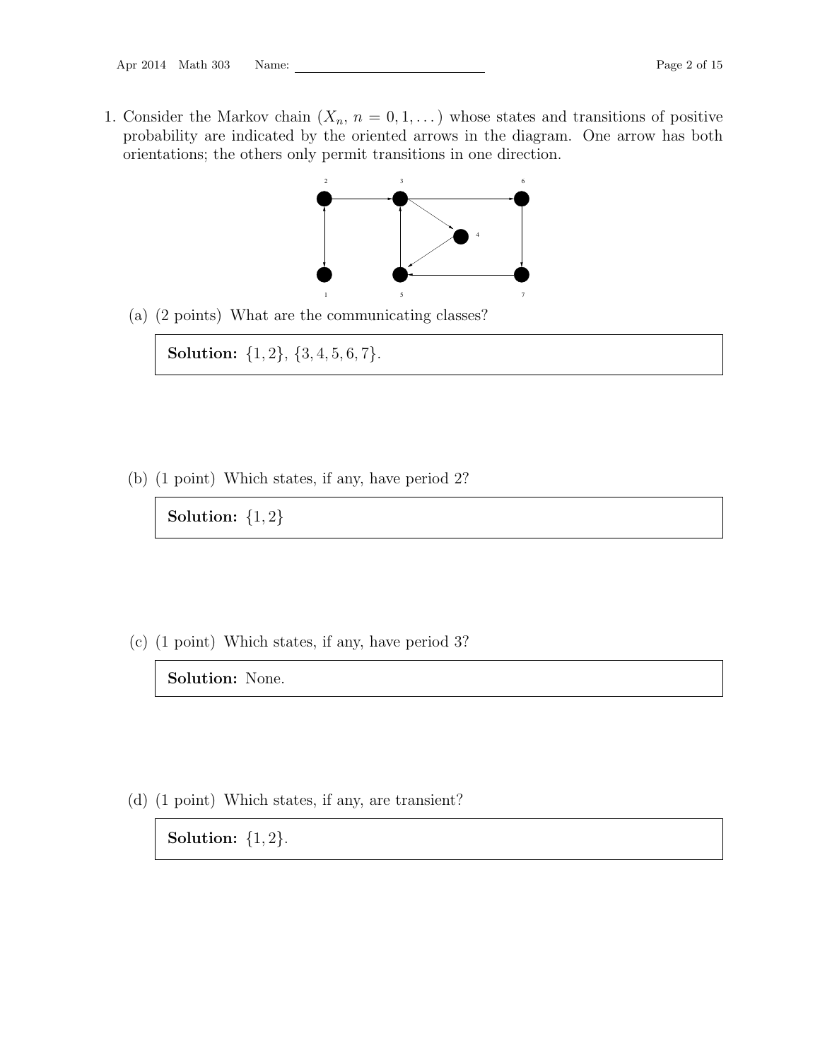1. Consider the Markov chain $(X_n, n = 0, 1, \dots)$ whose states and transitions of positive probability are indicated by the oriented arrows in the diagram. One arrow has both orientations; the others only permit transitions in one direction.

   (a) (2 points) What are the communicating classes?

   **Solution:** $\{1, 2\}$, $\{3, 4, 5, 6, 7\}$.

   (b) (1 point) Which states, if any, have period 2?

   **Solution:** $\{1, 2\}$

   (c) (1 point) Which states, if any, have period 3?

   **Solution:** None.

   (d) (1 point) Which states, if any, are transient?

   **Solution:** $\{1, 2\}$.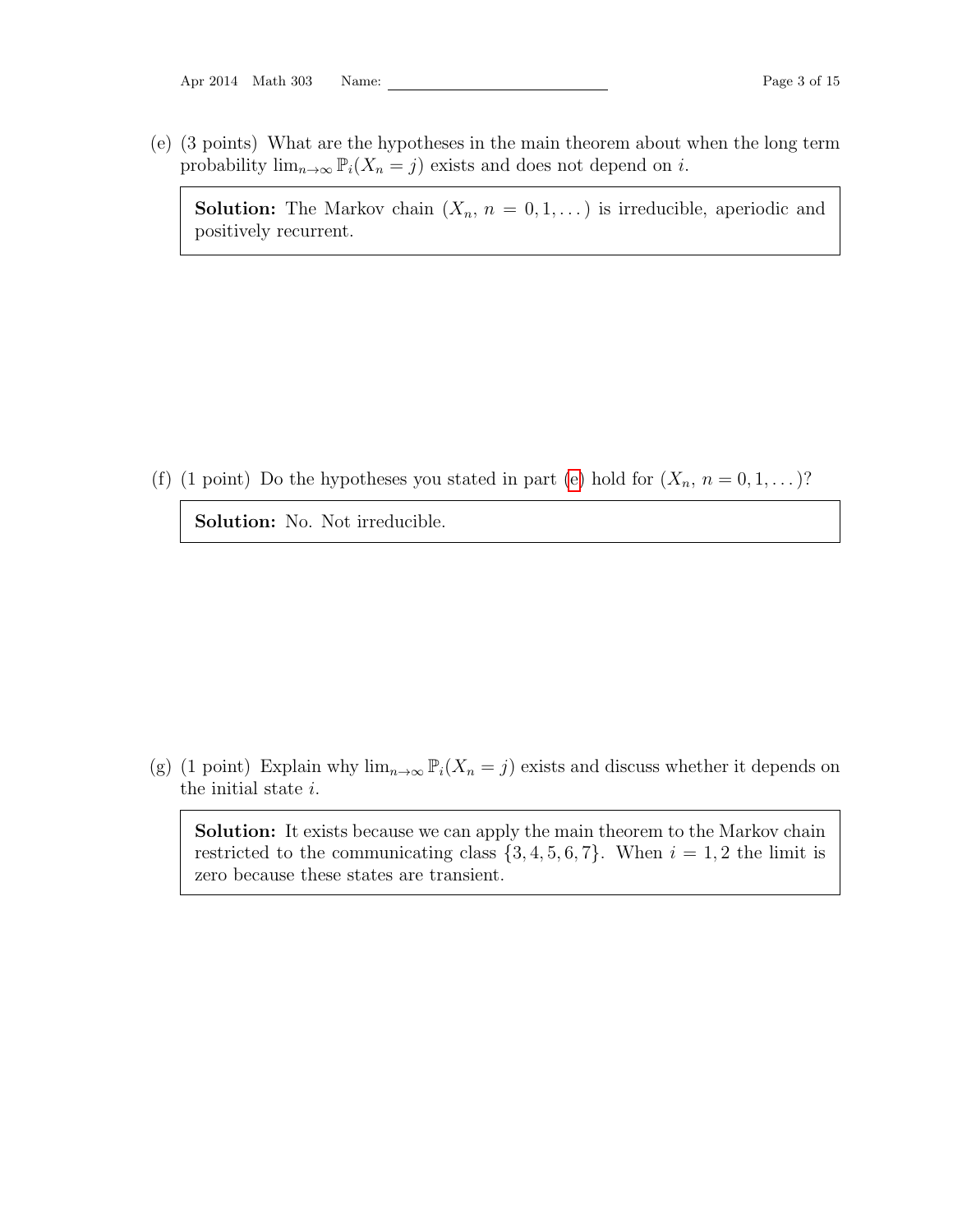(e) (3 points) What are the hypotheses in the main theorem about when the long term probability $\lim_{n\to\infty} \mathbb{P}_i(X_n = j)$ exists and does not depend on $i$.

> **Solution:** The Markov chain $(X_n, n = 0, 1, \dots)$ is irreducible, aperiodic and positively recurrent.

(f) (1 point) Do the hypotheses you stated in part (e) hold for $(X_n, n = 0, 1, \dots)$?

> **Solution:** No. Not irreducible.

(g) (1 point) Explain why $\lim_{n\to\infty} \mathbb{P}_i(X_n = j)$ exists and discuss whether it depends on the initial state $i$.

> **Solution:** It exists because we can apply the main theorem to the Markov chain restricted to the communicating class $\{3, 4, 5, 6, 7\}$. When $i = 1, 2$ the limit is zero because these states are transient.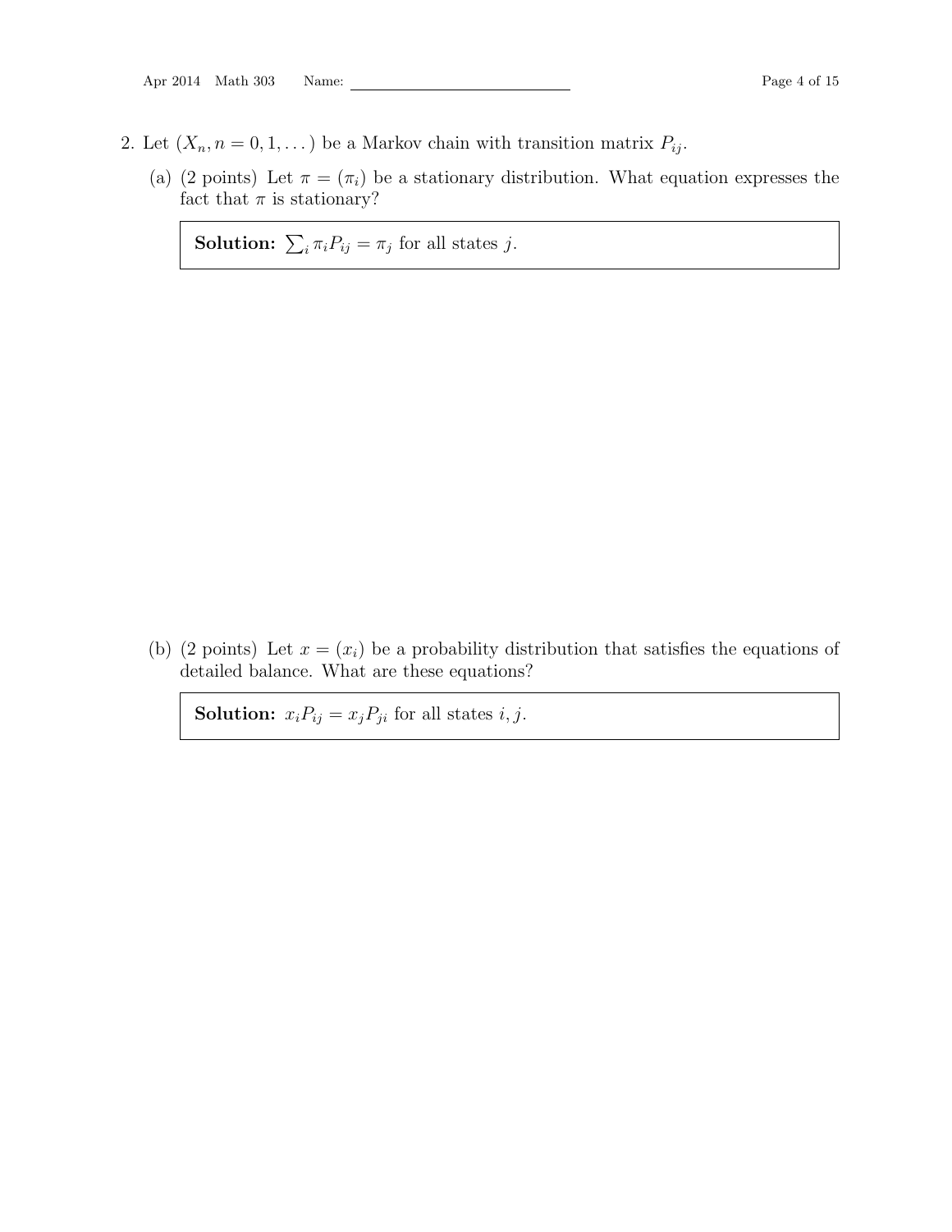2. Let $(X_n, n = 0, 1, \dots)$ be a Markov chain with transition matrix $P_{ij}$.

   (a) (2 points) Let $\pi = (\pi_i)$ be a stationary distribution. What equation expresses the fact that $\pi$ is stationary?

   **Solution:** $\sum_i \pi_i P_{ij} = \pi_j$ for all states $j$.

   (b) (2 points) Let $x = (x_i)$ be a probability distribution that satisfies the equations of detailed balance. What are these equations?

   **Solution:** $x_i P_{ij} = x_j P_{ji}$ for all states $i, j$.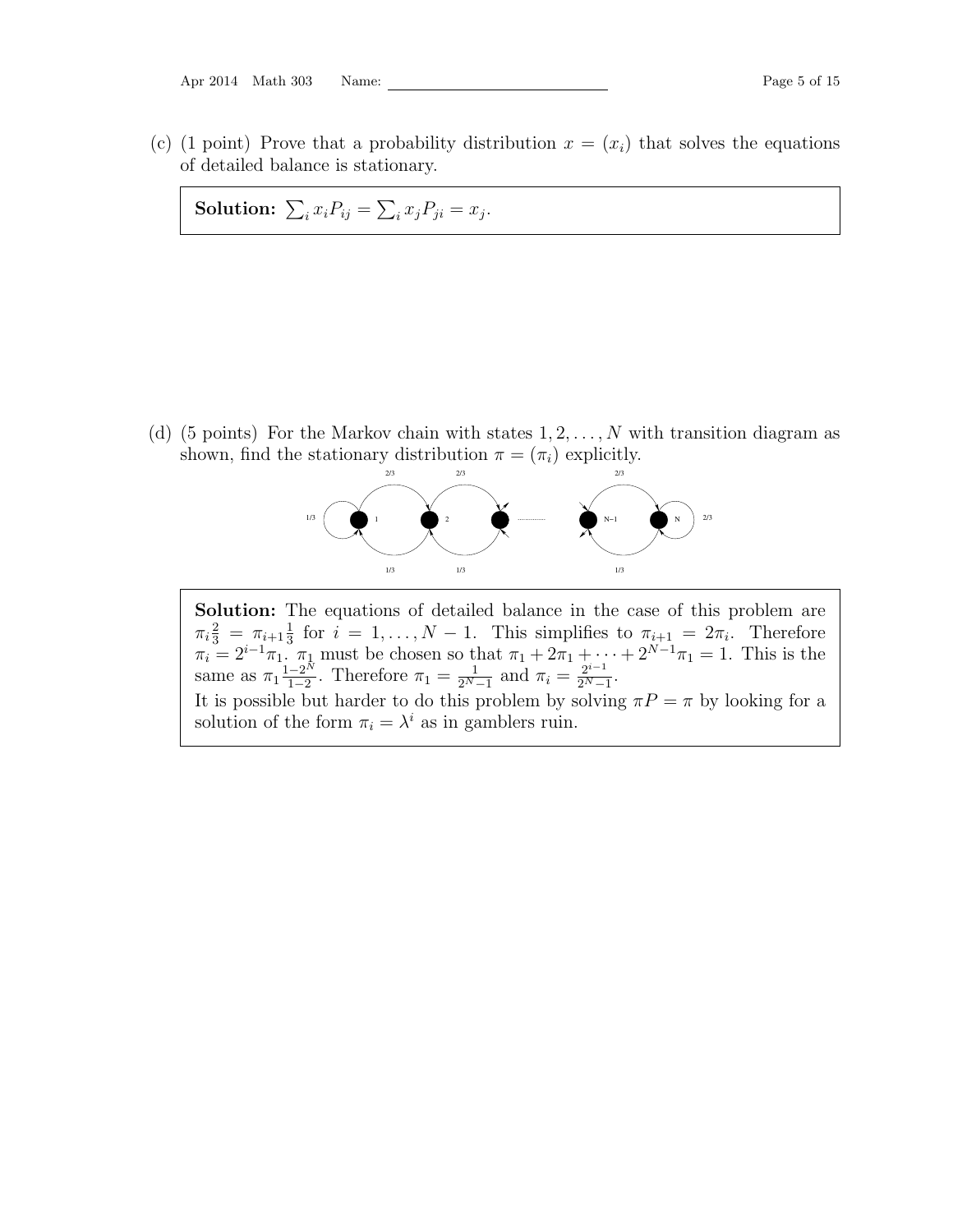(c) (1 point) Prove that a probability distribution $x = (x_i)$ that solves the equations of detailed balance is stationary.

**Solution:** $\sum_i x_i P_{ij} = \sum_i x_j P_{ji} = x_j$.

(d) (5 points) For the Markov chain with states $1, 2, \ldots, N$ with transition diagram as shown, find the stationary distribution $\pi = (\pi_i)$ explicitly.

**Solution:** The equations of detailed balance in the case of this problem are $\pi_i \frac{2}{3} = \pi_{i+1} \frac{1}{3}$ for $i = 1, \ldots, N-1$. This simplifies to $\pi_{i+1} = 2\pi_i$. Therefore $\pi_i = 2^{i-1}\pi_1$. $\pi_1$ must be chosen so that $\pi_1 + 2\pi_1 + \cdots + 2^{N-1}\pi_1 = 1$. This is the same as $\pi_1 \frac{1-2^N}{1-2}$. Therefore $\pi_1 = \frac{1}{2^N - 1}$ and $\pi_i = \frac{2^{i-1}}{2^N - 1}$.

It is possible but harder to do this problem by solving $\pi P = \pi$ by looking for a solution of the form $\pi_i = \lambda^i$ as in gamblers ruin.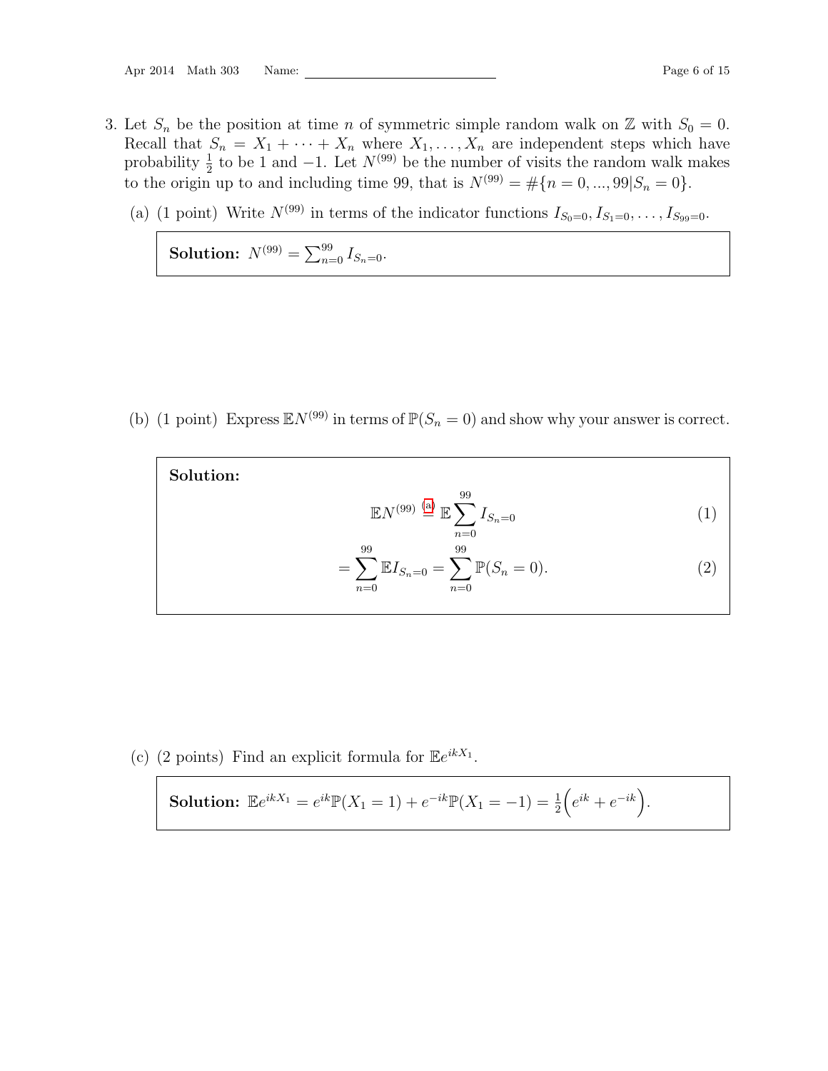3. Let $S_n$ be the position at time $n$ of symmetric simple random walk on $\mathbb{Z}$ with $S_0 = 0$. Recall that $S_n = X_1 + \cdots + X_n$ where $X_1, \ldots, X_n$ are independent steps which have probability $\frac{1}{2}$ to be 1 and $-1$. Let $N^{(99)}$ be the number of visits the random walk makes to the origin up to and including time 99, that is $N^{(99)} = \#\{n = 0, ..., 99 | S_n = 0\}$.

   (a) (1 point) Write $N^{(99)}$ in terms of the indicator functions $I_{S_0=0}, I_{S_1=0}, \ldots, I_{S_{99}=0}$.

   **Solution:** $N^{(99)} = \sum_{n=0}^{99} I_{S_n=0}$.

   (b) (1 point) Express $\mathbb{E}N^{(99)}$ in terms of $\mathbb{P}(S_n = 0)$ and show why your answer is correct.

   **Solution:**

   $$\mathbb{E}N^{(99)} \overset{(a)}{=} \mathbb{E}\sum_{n=0}^{99} I_{S_n=0} \tag{1}$$

   $$= \sum_{n=0}^{99} \mathbb{E}I_{S_n=0} = \sum_{n=0}^{99} \mathbb{P}(S_n = 0). \tag{2}$$

   (c) (2 points) Find an explicit formula for $\mathbb{E}e^{ikX_1}$.

   **Solution:** $\mathbb{E}e^{ikX_1} = e^{ik}\mathbb{P}(X_1 = 1) + e^{-ik}\mathbb{P}(X_1 = -1) = \frac{1}{2}\Big(e^{ik} + e^{-ik}\Big)$.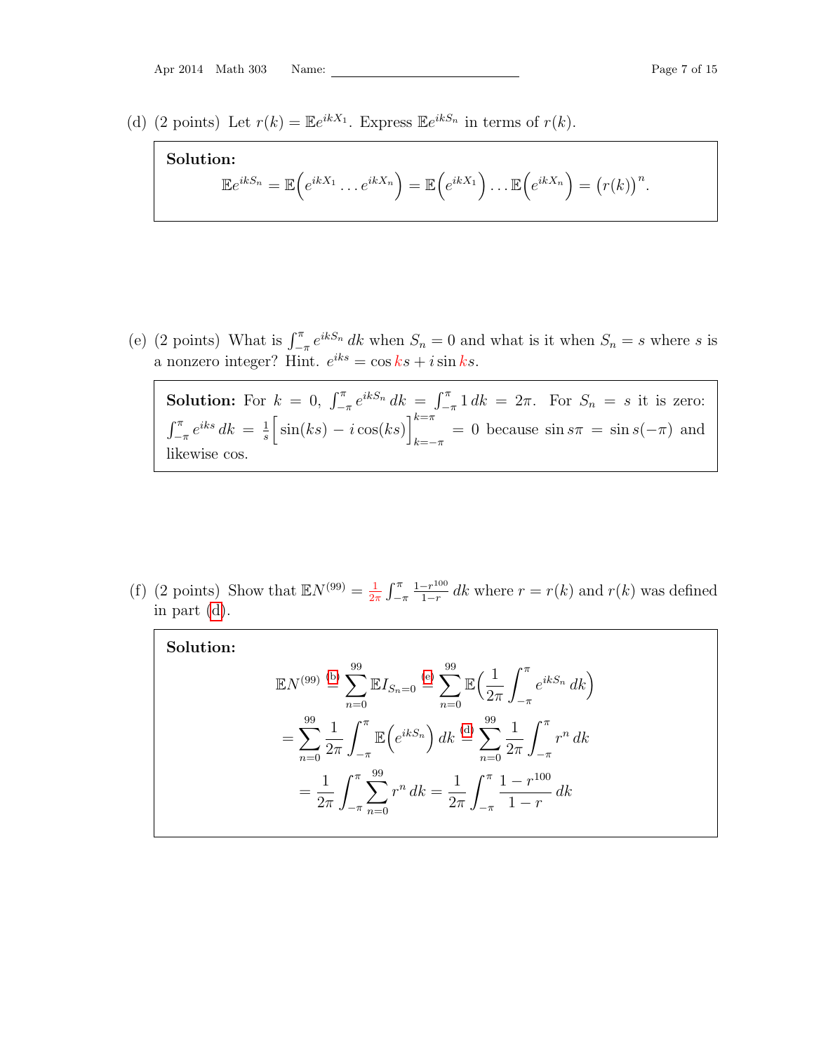(d) (2 points) Let $r(k) = \mathbb{E}e^{ikX_1}$. Express $\mathbb{E}e^{ikS_n}$ in terms of $r(k)$.

**Solution:**

$$\mathbb{E}e^{ikS_n} = \mathbb{E}\Big(e^{ikX_1} \dots e^{ikX_n}\Big) = \mathbb{E}\Big(e^{ikX_1}\Big) \dots \mathbb{E}\Big(e^{ikX_n}\Big) = \big(r(k)\big)^n.$$

(e) (2 points) What is $\int_{-\pi}^{\pi} e^{ikS_n}\, dk$ when $S_n = 0$ and what is it when $S_n = s$ where $s$ is a nonzero integer? Hint. $e^{iks} = \cos ks + i \sin ks$.

**Solution:** For $k = 0$, $\int_{-\pi}^{\pi} e^{ikS_n}\, dk = \int_{-\pi}^{\pi} 1\, dk = 2\pi$. For $S_n = s$ it is zero: $\int_{-\pi}^{\pi} e^{iks}\, dk = \frac{1}{s}\Big[\sin(ks) - i\cos(ks)\Big]_{k=-\pi}^{k=\pi} = 0$ because $\sin s\pi = \sin s(-\pi)$ and likewise cos.

(f) (2 points) Show that $\mathbb{E}N^{(99)} = \frac{1}{2\pi}\int_{-\pi}^{\pi} \frac{1-r^{100}}{1-r}\, dk$ where $r = r(k)$ and $r(k)$ was defined in part (d).

**Solution:**

$$\mathbb{E}N^{(99)} \overset{(b)}{=} \sum_{n=0}^{99} \mathbb{E}I_{S_n=0} \overset{(e)}{=} \sum_{n=0}^{99} \mathbb{E}\Big(\frac{1}{2\pi}\int_{-\pi}^{\pi} e^{ikS_n}\, dk\Big)$$

$$= \sum_{n=0}^{99} \frac{1}{2\pi}\int_{-\pi}^{\pi} \mathbb{E}\Big(e^{ikS_n}\Big)\, dk \overset{(d)}{=} \sum_{n=0}^{99} \frac{1}{2\pi}\int_{-\pi}^{\pi} r^n\, dk$$

$$= \frac{1}{2\pi}\int_{-\pi}^{\pi} \sum_{n=0}^{99} r^n\, dk = \frac{1}{2\pi}\int_{-\pi}^{\pi} \frac{1-r^{100}}{1-r}\, dk$$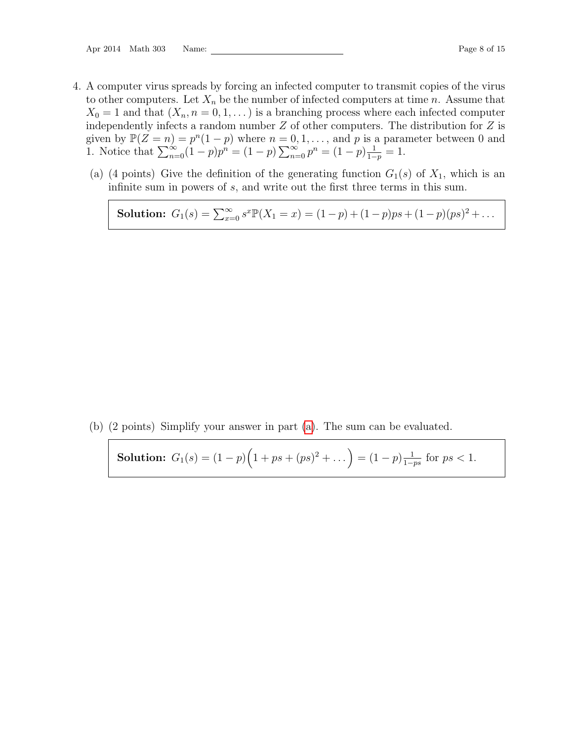4. A computer virus spreads by forcing an infected computer to transmit copies of the virus to other computers. Let $X_n$ be the number of infected computers at time $n$. Assume that $X_0 = 1$ and that $(X_n, n = 0, 1, \dots)$ is a branching process where each infected computer independently infects a random number $Z$ of other computers. The distribution for $Z$ is given by $\mathbb{P}(Z = n) = p^n(1-p)$ where $n = 0, 1, \dots,$ and $p$ is a parameter between 0 and 1. Notice that $\sum_{n=0}^{\infty}(1-p)p^n = (1-p)\sum_{n=0}^{\infty} p^n = (1-p)\frac{1}{1-p} = 1$.

   (a) (4 points) Give the definition of the generating function $G_1(s)$ of $X_1$, which is an infinite sum in powers of $s$, and write out the first three terms in this sum.

   **Solution:** $G_1(s) = \sum_{x=0}^{\infty} s^x \mathbb{P}(X_1 = x) = (1-p) + (1-p)ps + (1-p)(ps)^2 + \dots$

   (b) (2 points) Simplify your answer in part (a). The sum can be evaluated.

   **Solution:** $G_1(s) = (1-p)\Big(1 + ps + (ps)^2 + \dots\Big) = (1-p)\frac{1}{1-ps}$ for $ps < 1$.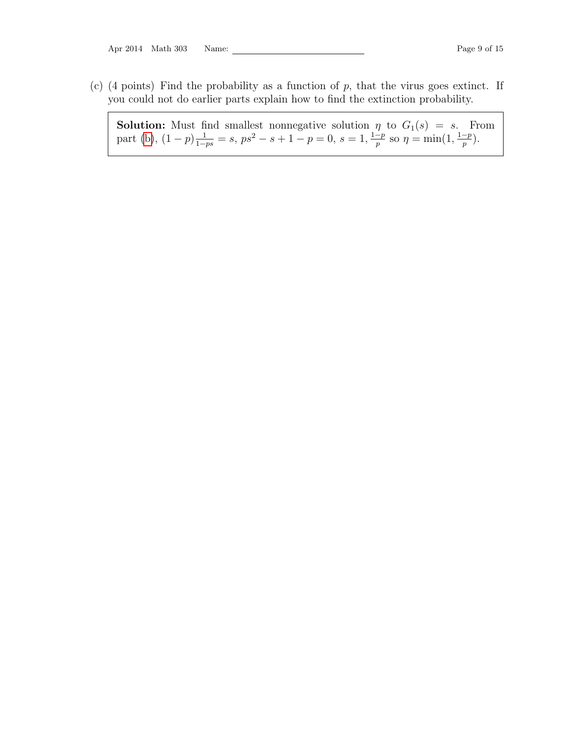(c) (4 points) Find the probability as a function of $p$, that the virus goes extinct. If you could not do earlier parts explain how to find the extinction probability.

**Solution:** Must find smallest nonnegative solution $\eta$ to $G_1(s) = s$. From part (b), $(1-p)\frac{1}{1-ps} = s$, $ps^2 - s + 1 - p = 0$, $s = 1, \frac{1-p}{p}$ so $\eta = \min(1, \frac{1-p}{p})$.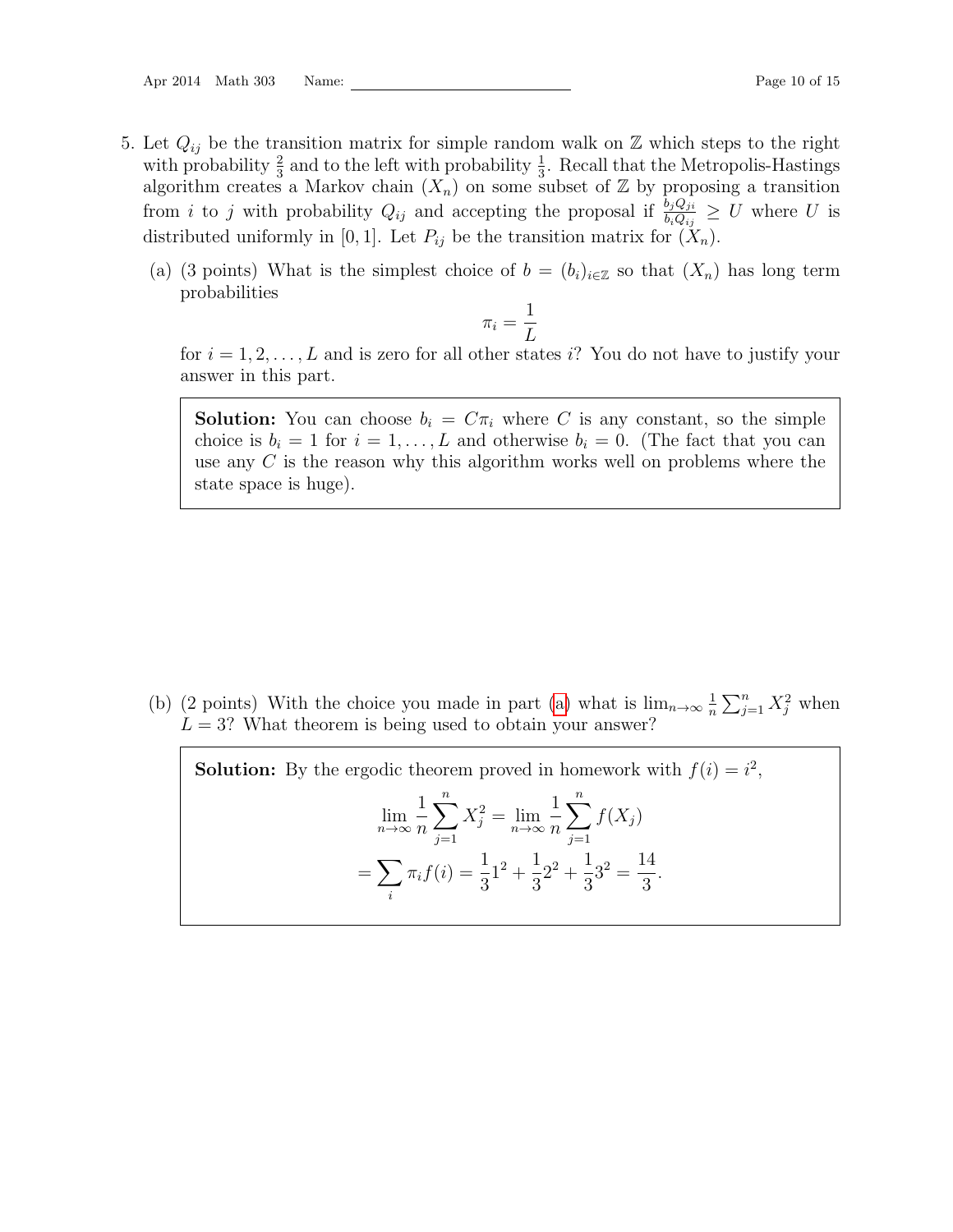5. Let $Q_{ij}$ be the transition matrix for simple random walk on $\mathbb{Z}$ which steps to the right with probability $\frac{2}{3}$ and to the left with probability $\frac{1}{3}$. Recall that the Metropolis-Hastings algorithm creates a Markov chain $(X_n)$ on some subset of $\mathbb{Z}$ by proposing a transition from $i$ to $j$ with probability $Q_{ij}$ and accepting the proposal if $\frac{b_j Q_{ji}}{b_i Q_{ij}} \geq U$ where $U$ is distributed uniformly in $[0, 1]$. Let $P_{ij}$ be the transition matrix for $(X_n)$.

   (a) (3 points) What is the simplest choice of $b = (b_i)_{i \in \mathbb{Z}}$ so that $(X_n)$ has long term probabilities
   $$\pi_i = \frac{1}{L}$$
   for $i = 1, 2, \ldots, L$ and is zero for all other states $i$? You do not have to justify your answer in this part.

   > **Solution:** You can choose $b_i = C\pi_i$ where $C$ is any constant, so the simple choice is $b_i = 1$ for $i = 1, \ldots, L$ and otherwise $b_i = 0$. (The fact that you can use any $C$ is the reason why this algorithm works well on problems where the state space is huge).

   (b) (2 points) With the choice you made in part (a) what is $\lim_{n\to\infty} \frac{1}{n} \sum_{j=1}^{n} X_j^2$ when $L = 3$? What theorem is being used to obtain your answer?

   > **Solution:** By the ergodic theorem proved in homework with $f(i) = i^2$,
   > $$\lim_{n\to\infty} \frac{1}{n} \sum_{j=1}^{n} X_j^2 = \lim_{n\to\infty} \frac{1}{n} \sum_{j=1}^{n} f(X_j)$$
   > $$= \sum_i \pi_i f(i) = \frac{1}{3}1^2 + \frac{1}{3}2^2 + \frac{1}{3}3^2 = \frac{14}{3}.$$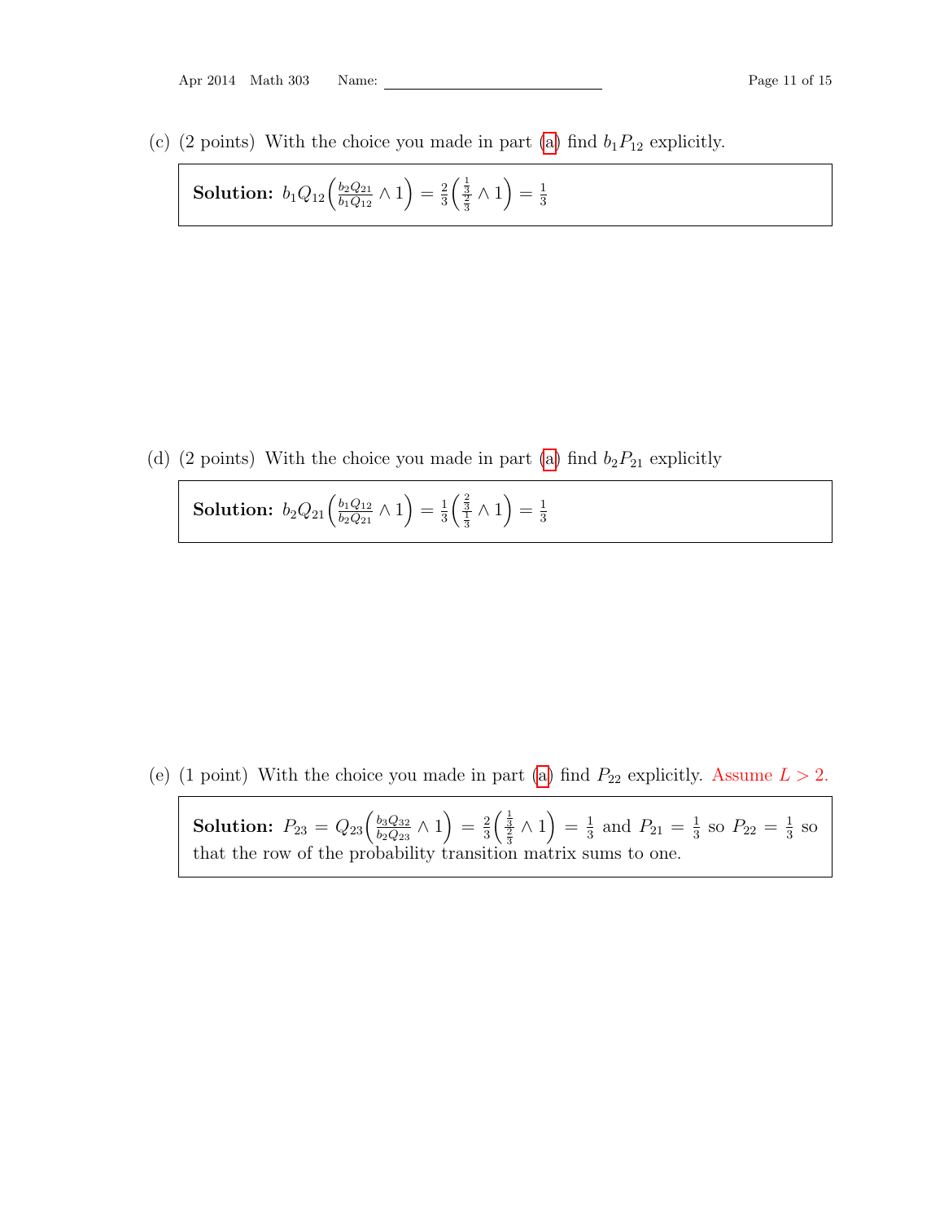(c) (2 points) With the choice you made in part (a) find $b_1 P_{12}$ explicitly.

> **Solution:** $b_1 Q_{12}\left(\frac{b_2 Q_{21}}{b_1 Q_{12}} \wedge 1\right) = \frac{2}{3}\left(\frac{\frac{1}{3}}{\frac{2}{3}} \wedge 1\right) = \frac{1}{3}$

(d) (2 points) With the choice you made in part (a) find $b_2 P_{21}$ explicitly

> **Solution:** $b_2 Q_{21}\left(\frac{b_1 Q_{12}}{b_2 Q_{21}} \wedge 1\right) = \frac{1}{3}\left(\frac{\frac{2}{3}}{\frac{1}{3}} \wedge 1\right) = \frac{1}{3}$

(e) (1 point) With the choice you made in part (a) find $P_{22}$ explicitly. Assume $L > 2$.

> **Solution:** $P_{23} = Q_{23}\left(\frac{b_3 Q_{32}}{b_2 Q_{23}} \wedge 1\right) = \frac{2}{3}\left(\frac{\frac{1}{3}}{\frac{2}{3}} \wedge 1\right) = \frac{1}{3}$ and $P_{21} = \frac{1}{3}$ so $P_{22} = \frac{1}{3}$ so that the row of the probability transition matrix sums to one.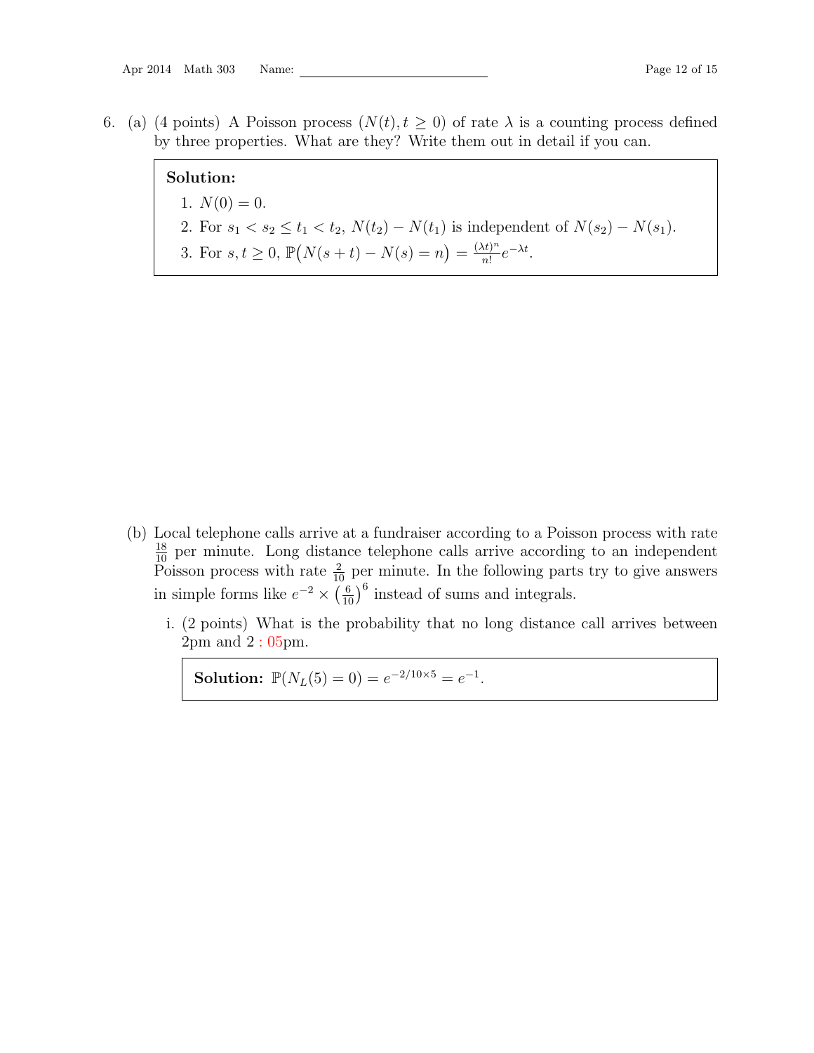6. (a) (4 points) A Poisson process $(N(t), t \geq 0)$ of rate $\lambda$ is a counting process defined by three properties. What are they? Write them out in detail if you can.

> **Solution:**
> 1. $N(0) = 0$.
> 2. For $s_1 < s_2 \leq t_1 < t_2$, $N(t_2) - N(t_1)$ is independent of $N(s_2) - N(s_1)$.
> 3. For $s, t \geq 0$, $\mathbb{P}\big(N(s+t) - N(s) = n\big) = \frac{(\lambda t)^n}{n!} e^{-\lambda t}$.

(b) Local telephone calls arrive at a fundraiser according to a Poisson process with rate $\frac{18}{10}$ per minute. Long distance telephone calls arrive according to an independent Poisson process with rate $\frac{2}{10}$ per minute. In the following parts try to give answers in simple forms like $e^{-2} \times \left(\frac{6}{10}\right)^6$ instead of sums and integrals.

i. (2 points) What is the probability that no long distance call arrives between 2pm and 2 : 05pm.

> **Solution:** $\mathbb{P}(N_L(5) = 0) = e^{-2/10 \times 5} = e^{-1}$.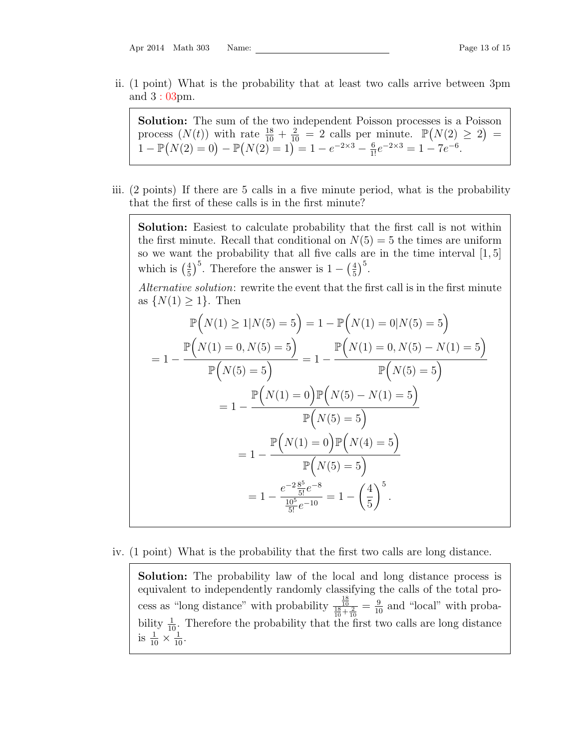ii. (1 point) What is the probability that at least two calls arrive between 3pm and 3 : 03pm.

> **Solution:** The sum of the two independent Poisson processes is a Poisson process $(N(t))$ with rate $\frac{18}{10} + \frac{2}{10} = 2$ calls per minute. $\mathbb{P}\big(N(2) \geq 2\big) = 1 - \mathbb{P}\big(N(2) = 0\big) - \mathbb{P}\big(N(2) = 1\big) = 1 - e^{-2\times 3} - \frac{6}{1!}e^{-2\times 3} = 1 - 7e^{-6}$.

iii. (2 points) If there are 5 calls in a five minute period, what is the probability that the first of these calls is in the first minute?

> **Solution:** Easiest to calculate probability that the first call is not within the first minute. Recall that conditional on $N(5) = 5$ the times are uniform so we want the probability that all five calls are in the time interval $[1, 5]$ which is $\left(\frac{4}{5}\right)^5$. Therefore the answer is $1 - \left(\frac{4}{5}\right)^5$.
>
> *Alternative solution*: rewrite the event that the first call is in the first minute as $\{N(1) \geq 1\}$. Then
>
> $$\mathbb{P}\Big(N(1) \geq 1 | N(5) = 5\Big) = 1 - \mathbb{P}\Big(N(1) = 0 | N(5) = 5\Big)$$
>
> $$= 1 - \frac{\mathbb{P}\Big(N(1) = 0, N(5) = 5\Big)}{\mathbb{P}\Big(N(5) = 5\Big)} = 1 - \frac{\mathbb{P}\Big(N(1) = 0, N(5) - N(1) = 5\Big)}{\mathbb{P}\Big(N(5) = 5\Big)}$$
>
> $$= 1 - \frac{\mathbb{P}\Big(N(1) = 0\Big)\mathbb{P}\Big(N(5) - N(1) = 5\Big)}{\mathbb{P}\Big(N(5) = 5\Big)}$$
>
> $$= 1 - \frac{\mathbb{P}\Big(N(1) = 0\Big)\mathbb{P}\Big(N(4) = 5\Big)}{\mathbb{P}\Big(N(5) = 5\Big)}$$
>
> $$= 1 - \frac{e^{-2}\frac{8^5}{5!}e^{-8}}{\frac{10^5}{5!}e^{-10}} = 1 - \left(\frac{4}{5}\right)^5.$$

iv. (1 point) What is the probability that the first two calls are long distance.

> **Solution:** The probability law of the local and long distance process is equivalent to independently randomly classifying the calls of the total process as "long distance" with probability $\frac{\frac{18}{10}}{\frac{18}{10}+\frac{2}{10}} = \frac{9}{10}$ and "local" with probability $\frac{1}{10}$. Therefore the probability that the first two calls are long distance is $\frac{1}{10} \times \frac{1}{10}$.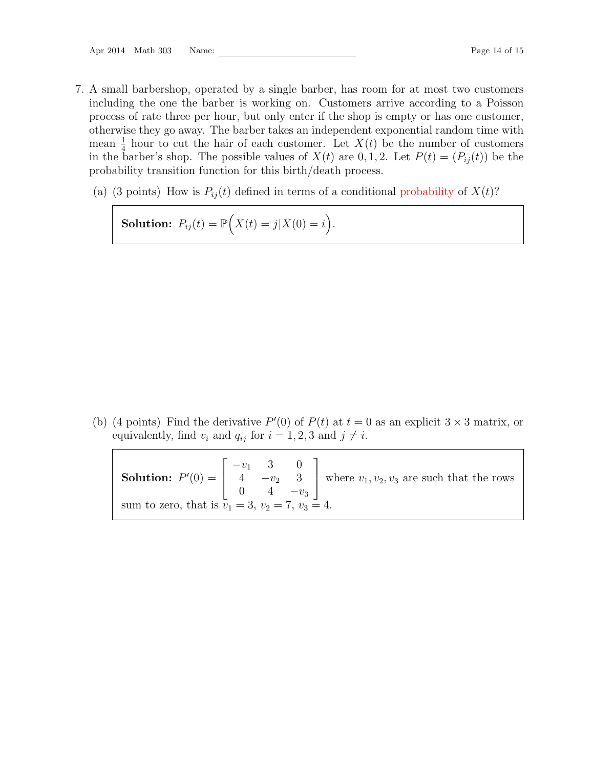7. A small barbershop, operated by a single barber, has room for at most two customers including the one the barber is working on. Customers arrive according to a Poisson process of rate three per hour, but only enter if the shop is empty or has one customer, otherwise they go away. The barber takes an independent exponential random time with mean $\frac{1}{4}$ hour to cut the hair of each customer. Let $X(t)$ be the number of customers in the barber's shop. The possible values of $X(t)$ are $0, 1, 2$. Let $P(t) = (P_{ij}(t))$ be the probability transition function for this birth/death process.

   (a) (3 points) How is $P_{ij}(t)$ defined in terms of a conditional probability of $X(t)$?

   **Solution:** $P_{ij}(t) = \mathbb{P}\Big(X(t) = j | X(0) = i\Big)$.

   (b) (4 points) Find the derivative $P'(0)$ of $P(t)$ at $t = 0$ as an explicit $3 \times 3$ matrix, or equivalently, find $v_i$ and $q_{ij}$ for $i = 1, 2, 3$ and $j \neq i$.

   **Solution:** $P'(0) = \begin{bmatrix} -v_1 & 3 & 0 \\ 4 & -v_2 & 3 \\ 0 & 4 & -v_3 \end{bmatrix}$ where $v_1, v_2, v_3$ are such that the rows sum to zero, that is $v_1 = 3$, $v_2 = 7$, $v_3 = 4$.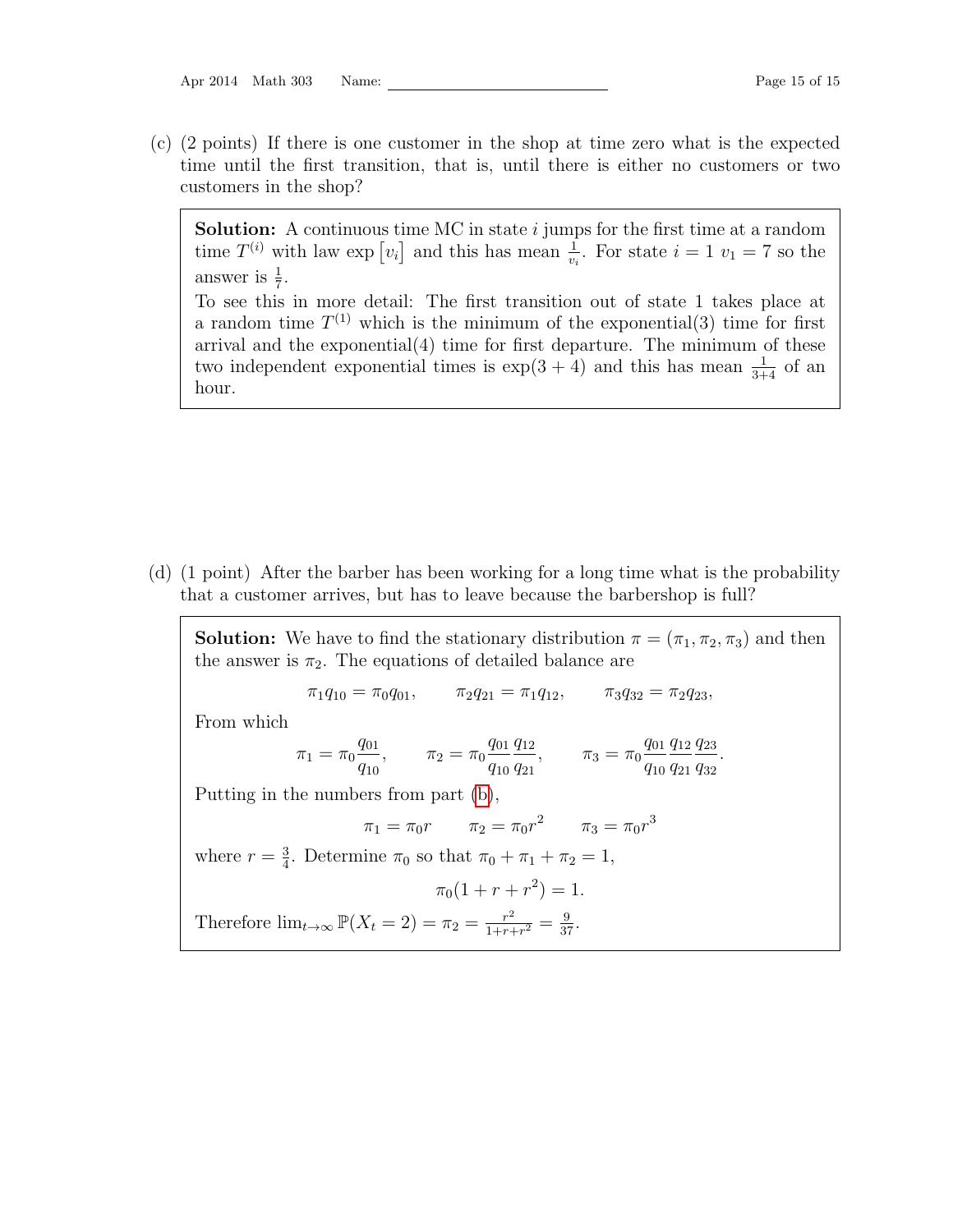(c) (2 points) If there is one customer in the shop at time zero what is the expected time until the first transition, that is, until there is either no customers or two customers in the shop?

> **Solution:** A continuous time MC in state $i$ jumps for the first time at a random time $T^{(i)}$ with law $\exp\left[v_i\right]$ and this has mean $\frac{1}{v_i}$. For state $i = 1$ $v_1 = 7$ so the answer is $\frac{1}{7}$.
>
> To see this in more detail: The first transition out of state 1 takes place at a random time $T^{(1)}$ which is the minimum of the exponential(3) time for first arrival and the exponential(4) time for first departure. The minimum of these two independent exponential times is $\exp(3 + 4)$ and this has mean $\frac{1}{3+4}$ of an hour.

(d) (1 point) After the barber has been working for a long time what is the probability that a customer arrives, but has to leave because the barbershop is full?

> **Solution:** We have to find the stationary distribution $\pi = (\pi_1, \pi_2, \pi_3)$ and then the answer is $\pi_2$. The equations of detailed balance are
>
> $$\pi_1 q_{10} = \pi_0 q_{01}, \qquad \pi_2 q_{21} = \pi_1 q_{12}, \qquad \pi_3 q_{32} = \pi_2 q_{23},$$
>
> From which
>
> $$\pi_1 = \pi_0 \frac{q_{01}}{q_{10}}, \qquad \pi_2 = \pi_0 \frac{q_{01}}{q_{10}} \frac{q_{12}}{q_{21}}, \qquad \pi_3 = \pi_0 \frac{q_{01}}{q_{10}} \frac{q_{12}}{q_{21}} \frac{q_{23}}{q_{32}}.$$
>
> Putting in the numbers from part (b),
>
> $$\pi_1 = \pi_0 r \qquad \pi_2 = \pi_0 r^2 \qquad \pi_3 = \pi_0 r^3$$
>
> where $r = \frac{3}{4}$. Determine $\pi_0$ so that $\pi_0 + \pi_1 + \pi_2 = 1$,
>
> $$\pi_0(1 + r + r^2) = 1.$$
>
> Therefore $\lim_{t\to\infty} \mathbb{P}(X_t = 2) = \pi_2 = \frac{r^2}{1+r+r^2} = \frac{9}{37}$.